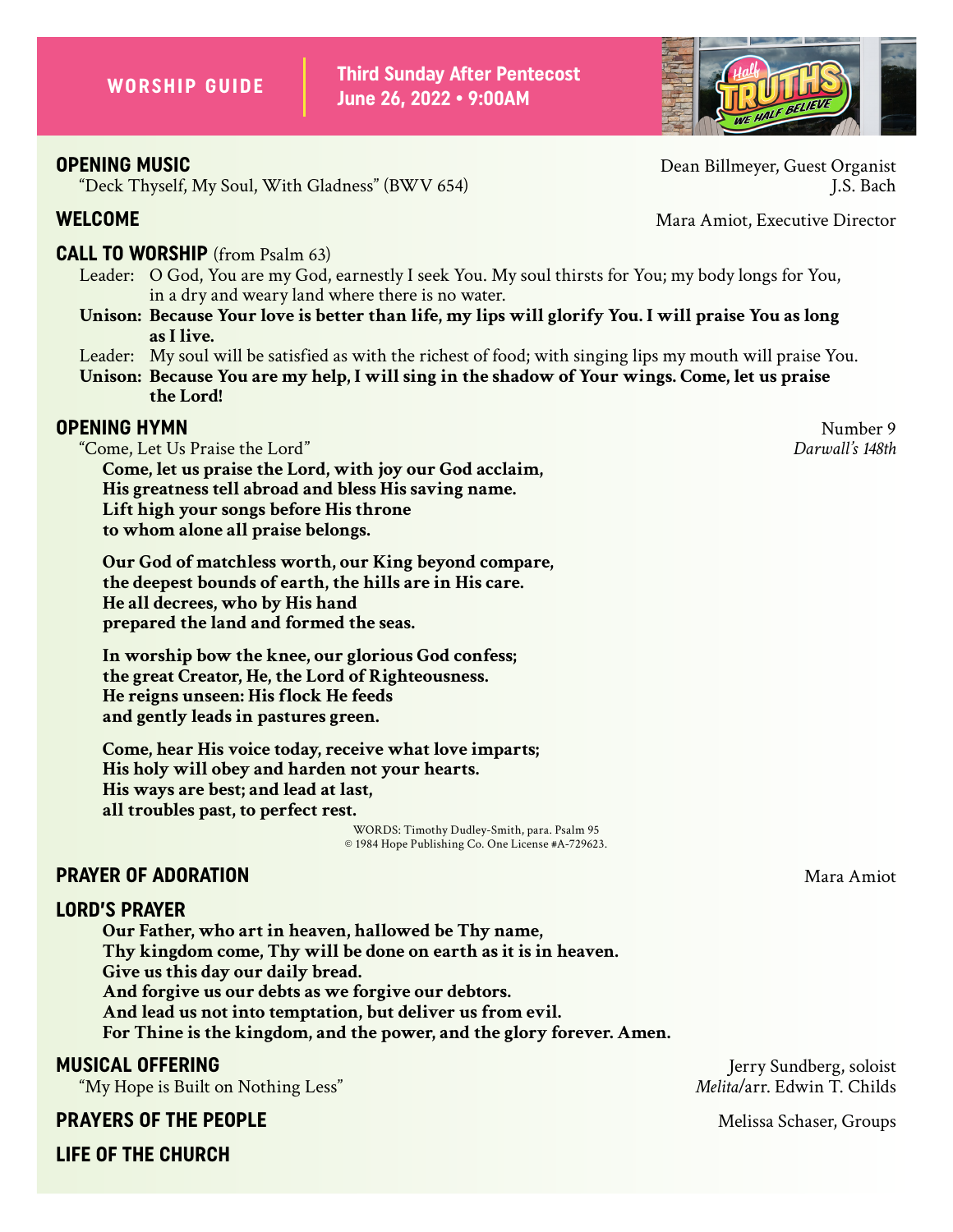**WORSHIP GUIDE**

**Third Sunday After Pentecost**
**June 26, 2022 • 9:00AM**

## OPENING MUSIC

Dean Billmeyer, Guest Organist

"Deck Thyself, My Soul, With Gladness" (BWV 654) — J.S. Bach

## WELCOME

Mara Amiot, Executive Director

## CALL TO WORSHIP (from Psalm 63)

Leader: O God, You are my God, earnestly I seek You. My soul thirsts for You; my body longs for You, in a dry and weary land where there is no water.

**Unison: Because Your love is better than life, my lips will glorify You. I will praise You as long as I live.**

Leader: My soul will be satisfied as with the richest of food; with singing lips my mouth will praise You.

**Unison: Because You are my help, I will sing in the shadow of Your wings. Come, let us praise the Lord!**

## OPENING HYMN

Number 9

"Come, Let Us Praise the Lord" — *Darwall's 148th*

**Come, let us praise the Lord, with joy our God acclaim,**
**His greatness tell abroad and bless His saving name.**
**Lift high your songs before His throne**
**to whom alone all praise belongs.**

**Our God of matchless worth, our King beyond compare,**
**the deepest bounds of earth, the hills are in His care.**
**He all decrees, who by His hand**
**prepared the land and formed the seas.**

**In worship bow the knee, our glorious God confess;**
**the great Creator, He, the Lord of Righteousness.**
**He reigns unseen: His flock He feeds**
**and gently leads in pastures green.**

**Come, hear His voice today, receive what love imparts;**
**His holy will obey and harden not your hearts.**
**His ways are best; and lead at last,**
**all troubles past, to perfect rest.**

WORDS: Timothy Dudley-Smith, para. Psalm 95
© 1984 Hope Publishing Co. One License #A-729623.

## PRAYER OF ADORATION

Mara Amiot

## LORD'S PRAYER

**Our Father, who art in heaven, hallowed be Thy name,**
**Thy kingdom come, Thy will be done on earth as it is in heaven.**
**Give us this day our daily bread.**
**And forgive us our debts as we forgive our debtors.**
**And lead us not into temptation, but deliver us from evil.**
**For Thine is the kingdom, and the power, and the glory forever. Amen.**

## MUSICAL OFFERING

Jerry Sundberg, soloist

"My Hope is Built on Nothing Less" — *Melita*/arr. Edwin T. Childs

## PRAYERS OF THE PEOPLE

Melissa Schaser, Groups

## LIFE OF THE CHURCH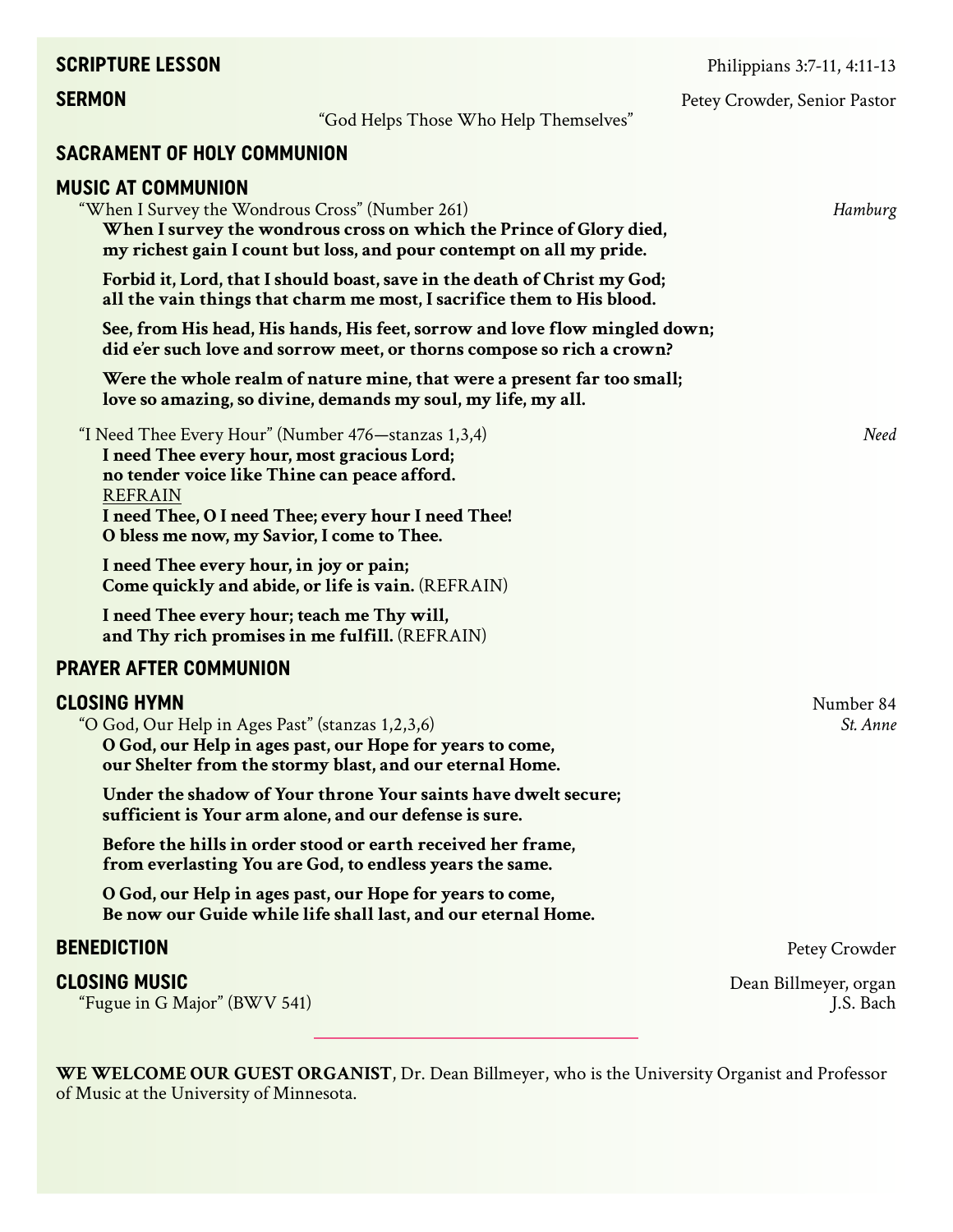**SCRIPTURE LESSON** Philippians 3:7-11, 4:11-13

**SERMON** Petey Crowder, Senior Pastor

"God Helps Those Who Help Themselves"

**SACRAMENT OF HOLY COMMUNION**

**MUSIC AT COMMUNION**

"When I Survey the Wondrous Cross" (Number 261) *Hamburg*

**When I survey the wondrous cross on which the Prince of Glory died,**
**my richest gain I count but loss, and pour contempt on all my pride.**

**Forbid it, Lord, that I should boast, save in the death of Christ my God;**
**all the vain things that charm me most, I sacrifice them to His blood.**

**See, from His head, His hands, His feet, sorrow and love flow mingled down;**
**did e'er such love and sorrow meet, or thorns compose so rich a crown?**

**Were the whole realm of nature mine, that were a present far too small;**
**love so amazing, so divine, demands my soul, my life, my all.**

"I Need Thee Every Hour" (Number 476—stanzas 1,3,4) *Need*

**I need Thee every hour, most gracious Lord;**
**no tender voice like Thine can peace afford.**
REFRAIN
**I need Thee, O I need Thee; every hour I need Thee!**
**O bless me now, my Savior, I come to Thee.**

**I need Thee every hour, in joy or pain;**
**Come quickly and abide, or life is vain.** (REFRAIN)

**I need Thee every hour; teach me Thy will,**
**and Thy rich promises in me fulfill.** (REFRAIN)

**PRAYER AFTER COMMUNION**

**CLOSING HYMN** Number 84

"O God, Our Help in Ages Past" (stanzas 1,2,3,6) *St. Anne*

**O God, our Help in ages past, our Hope for years to come,**
**our Shelter from the stormy blast, and our eternal Home.**

**Under the shadow of Your throne Your saints have dwelt secure;**
**sufficient is Your arm alone, and our defense is sure.**

**Before the hills in order stood or earth received her frame,**
**from everlasting You are God, to endless years the same.**

**O God, our Help in ages past, our Hope for years to come,**
**Be now our Guide while life shall last, and our eternal Home.**

**BENEDICTION** Petey Crowder

**CLOSING MUSIC** Dean Billmeyer, organ

"Fugue in G Major" (BWV 541) J.S. Bach

---

**WE WELCOME OUR GUEST ORGANIST**, Dr. Dean Billmeyer, who is the University Organist and Professor of Music at the University of Minnesota.